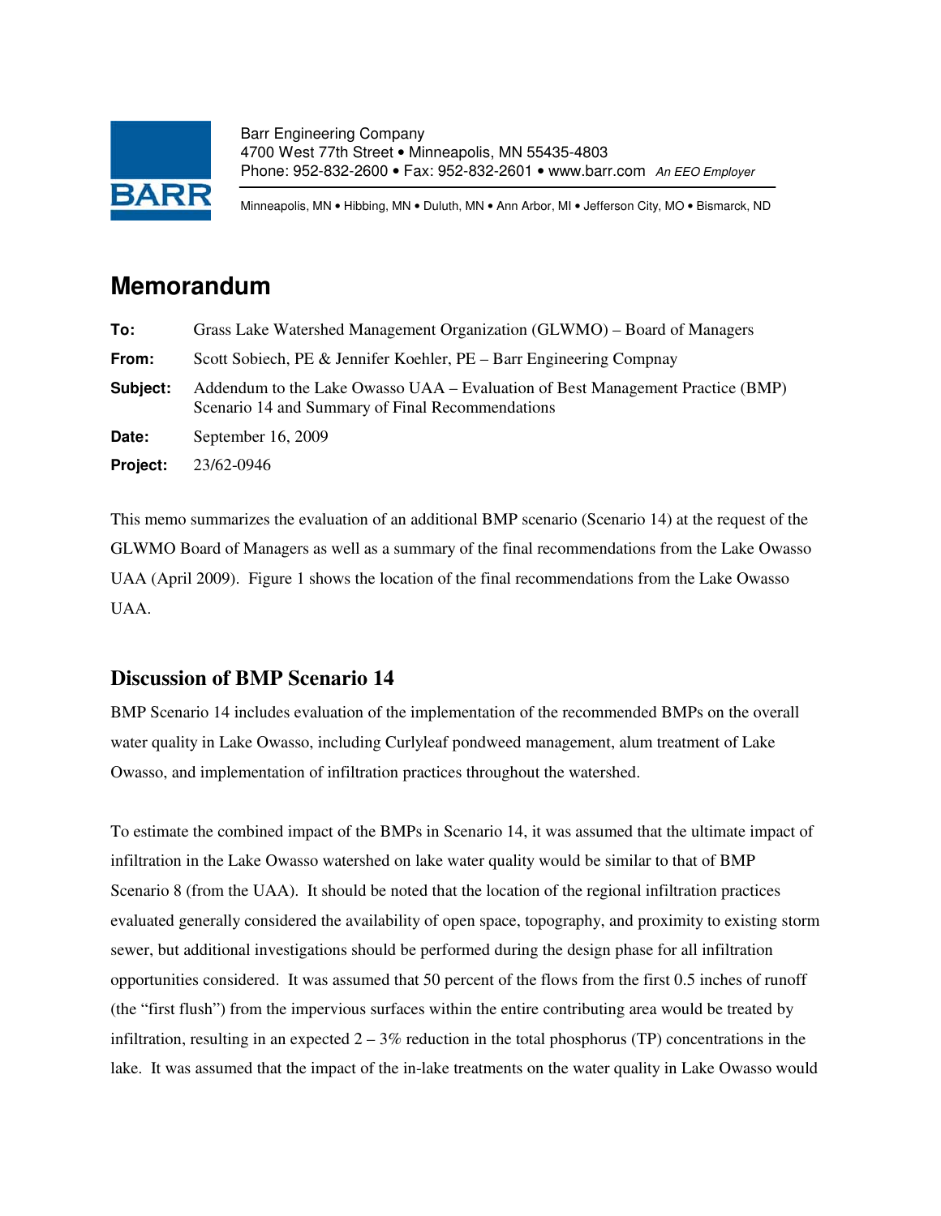Barr Engineering Company
4700 West 77th Street • Minneapolis, MN 55435-4803
Phone: 952-832-2600 • Fax: 952-832-2601 • www.barr.com *An EEO Employer*

Minneapolis, MN • Hibbing, MN • Duluth, MN • Ann Arbor, MI • Jefferson City, MO • Bismarck, ND

# Memorandum

**To:** Grass Lake Watershed Management Organization (GLWMO) – Board of Managers

**From:** Scott Sobiech, PE & Jennifer Koehler, PE – Barr Engineering Compnay

**Subject:** Addendum to the Lake Owasso UAA – Evaluation of Best Management Practice (BMP) Scenario 14 and Summary of Final Recommendations

**Date:** September 16, 2009

**Project:** 23/62-0946

This memo summarizes the evaluation of an additional BMP scenario (Scenario 14) at the request of the GLWMO Board of Managers as well as a summary of the final recommendations from the Lake Owasso UAA (April 2009). Figure 1 shows the location of the final recommendations from the Lake Owasso UAA.

## Discussion of BMP Scenario 14

BMP Scenario 14 includes evaluation of the implementation of the recommended BMPs on the overall water quality in Lake Owasso, including Curlyleaf pondweed management, alum treatment of Lake Owasso, and implementation of infiltration practices throughout the watershed.

To estimate the combined impact of the BMPs in Scenario 14, it was assumed that the ultimate impact of infiltration in the Lake Owasso watershed on lake water quality would be similar to that of BMP Scenario 8 (from the UAA). It should be noted that the location of the regional infiltration practices evaluated generally considered the availability of open space, topography, and proximity to existing storm sewer, but additional investigations should be performed during the design phase for all infiltration opportunities considered. It was assumed that 50 percent of the flows from the first 0.5 inches of runoff (the "first flush") from the impervious surfaces within the entire contributing area would be treated by infiltration, resulting in an expected 2 – 3% reduction in the total phosphorus (TP) concentrations in the lake. It was assumed that the impact of the in-lake treatments on the water quality in Lake Owasso would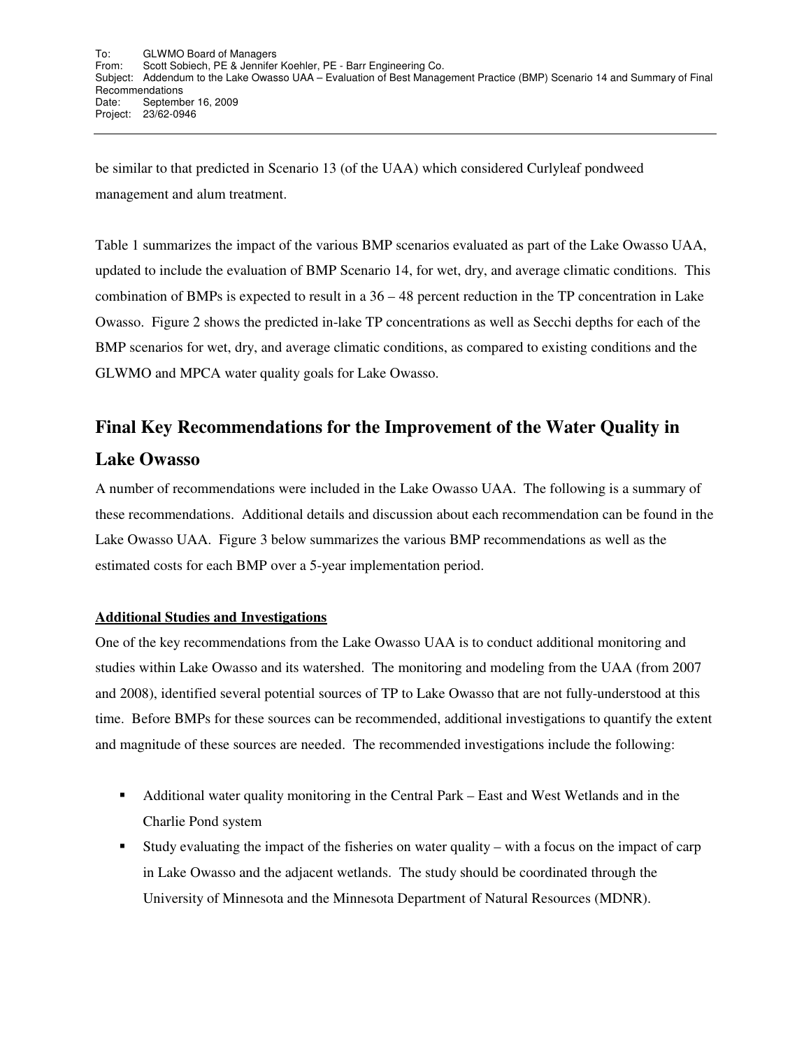be similar to that predicted in Scenario 13 (of the UAA) which considered Curlyleaf pondweed management and alum treatment.

Table 1 summarizes the impact of the various BMP scenarios evaluated as part of the Lake Owasso UAA, updated to include the evaluation of BMP Scenario 14, for wet, dry, and average climatic conditions. This combination of BMPs is expected to result in a 36 – 48 percent reduction in the TP concentration in Lake Owasso. Figure 2 shows the predicted in-lake TP concentrations as well as Secchi depths for each of the BMP scenarios for wet, dry, and average climatic conditions, as compared to existing conditions and the GLWMO and MPCA water quality goals for Lake Owasso.

## Final Key Recommendations for the Improvement of the Water Quality in Lake Owasso

A number of recommendations were included in the Lake Owasso UAA. The following is a summary of these recommendations. Additional details and discussion about each recommendation can be found in the Lake Owasso UAA. Figure 3 below summarizes the various BMP recommendations as well as the estimated costs for each BMP over a 5-year implementation period.

**Additional Studies and Investigations**

One of the key recommendations from the Lake Owasso UAA is to conduct additional monitoring and studies within Lake Owasso and its watershed. The monitoring and modeling from the UAA (from 2007 and 2008), identified several potential sources of TP to Lake Owasso that are not fully-understood at this time. Before BMPs for these sources can be recommended, additional investigations to quantify the extent and magnitude of these sources are needed. The recommended investigations include the following:

- Additional water quality monitoring in the Central Park – East and West Wetlands and in the Charlie Pond system
- Study evaluating the impact of the fisheries on water quality – with a focus on the impact of carp in Lake Owasso and the adjacent wetlands. The study should be coordinated through the University of Minnesota and the Minnesota Department of Natural Resources (MDNR).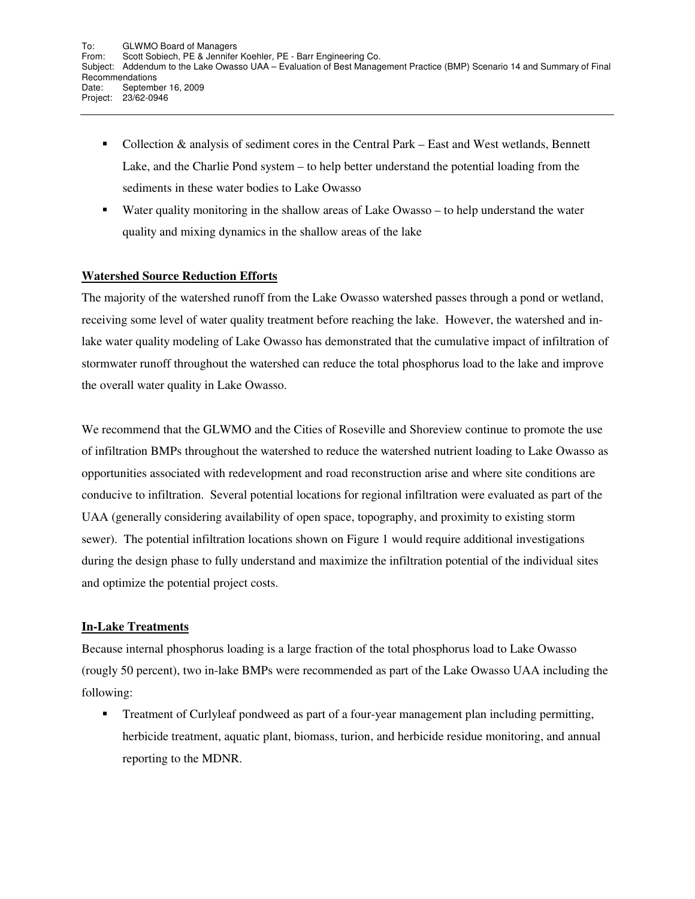- Collection & analysis of sediment cores in the Central Park – East and West wetlands, Bennett Lake, and the Charlie Pond system – to help better understand the potential loading from the sediments in these water bodies to Lake Owasso
- Water quality monitoring in the shallow areas of Lake Owasso – to help understand the water quality and mixing dynamics in the shallow areas of the lake

## Watershed Source Reduction Efforts

The majority of the watershed runoff from the Lake Owasso watershed passes through a pond or wetland, receiving some level of water quality treatment before reaching the lake. However, the watershed and in-lake water quality modeling of Lake Owasso has demonstrated that the cumulative impact of infiltration of stormwater runoff throughout the watershed can reduce the total phosphorus load to the lake and improve the overall water quality in Lake Owasso.

We recommend that the GLWMO and the Cities of Roseville and Shoreview continue to promote the use of infiltration BMPs throughout the watershed to reduce the watershed nutrient loading to Lake Owasso as opportunities associated with redevelopment and road reconstruction arise and where site conditions are conducive to infiltration. Several potential locations for regional infiltration were evaluated as part of the UAA (generally considering availability of open space, topography, and proximity to existing storm sewer). The potential infiltration locations shown on Figure 1 would require additional investigations during the design phase to fully understand and maximize the infiltration potential of the individual sites and optimize the potential project costs.

## In-Lake Treatments

Because internal phosphorus loading is a large fraction of the total phosphorus load to Lake Owasso (roughly 50 percent), two in-lake BMPs were recommended as part of the Lake Owasso UAA including the following:

- Treatment of Curlyleaf pondweed as part of a four-year management plan including permitting, herbicide treatment, aquatic plant, biomass, turion, and herbicide residue monitoring, and annual reporting to the MDNR.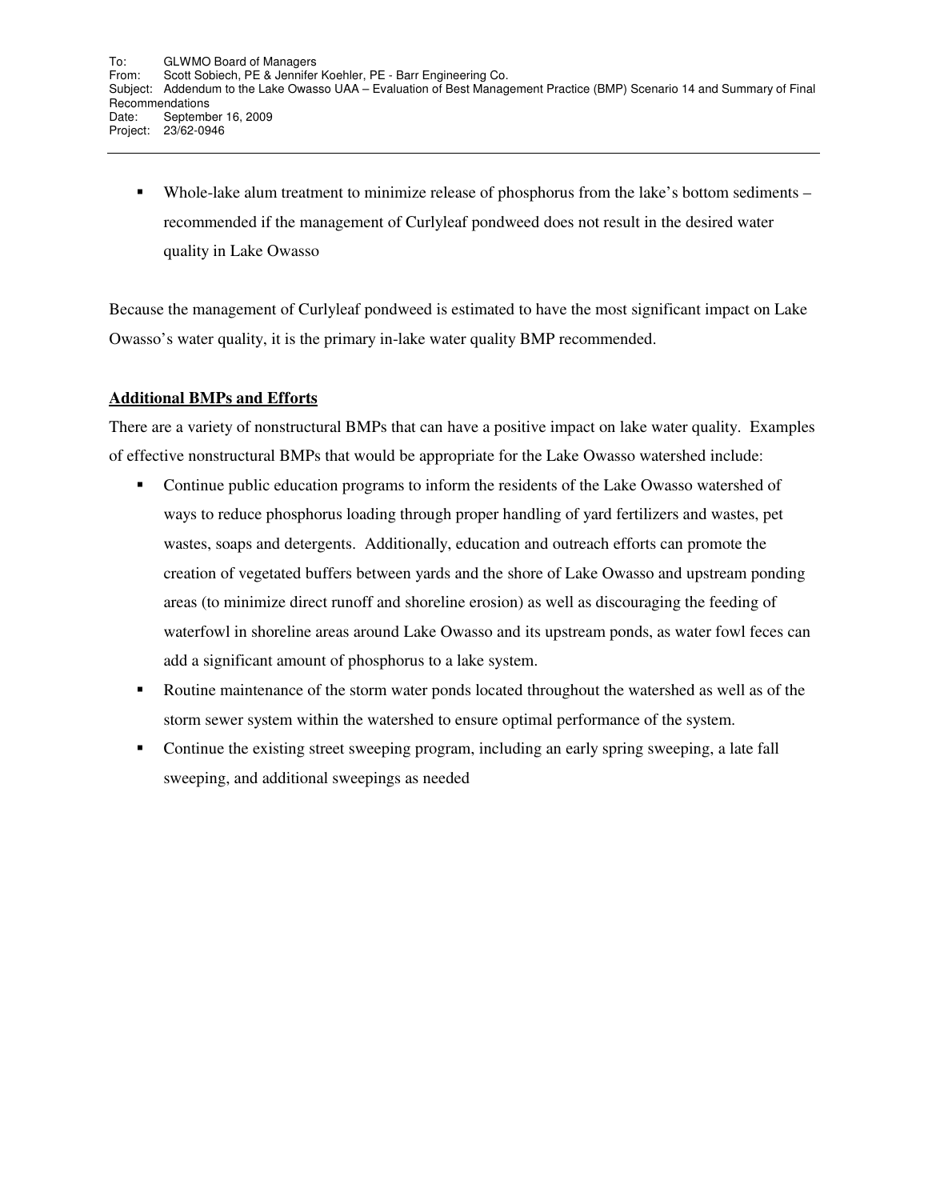- Whole-lake alum treatment to minimize release of phosphorus from the lake's bottom sediments – recommended if the management of Curlyleaf pondweed does not result in the desired water quality in Lake Owasso

Because the management of Curlyleaf pondweed is estimated to have the most significant impact on Lake Owasso's water quality, it is the primary in-lake water quality BMP recommended.

**Additional BMPs and Efforts**

There are a variety of nonstructural BMPs that can have a positive impact on lake water quality. Examples of effective nonstructural BMPs that would be appropriate for the Lake Owasso watershed include:

- Continue public education programs to inform the residents of the Lake Owasso watershed of ways to reduce phosphorus loading through proper handling of yard fertilizers and wastes, pet wastes, soaps and detergents. Additionally, education and outreach efforts can promote the creation of vegetated buffers between yards and the shore of Lake Owasso and upstream ponding areas (to minimize direct runoff and shoreline erosion) as well as discouraging the feeding of waterfowl in shoreline areas around Lake Owasso and its upstream ponds, as water fowl feces can add a significant amount of phosphorus to a lake system.
- Routine maintenance of the storm water ponds located throughout the watershed as well as of the storm sewer system within the watershed to ensure optimal performance of the system.
- Continue the existing street sweeping program, including an early spring sweeping, a late fall sweeping, and additional sweepings as needed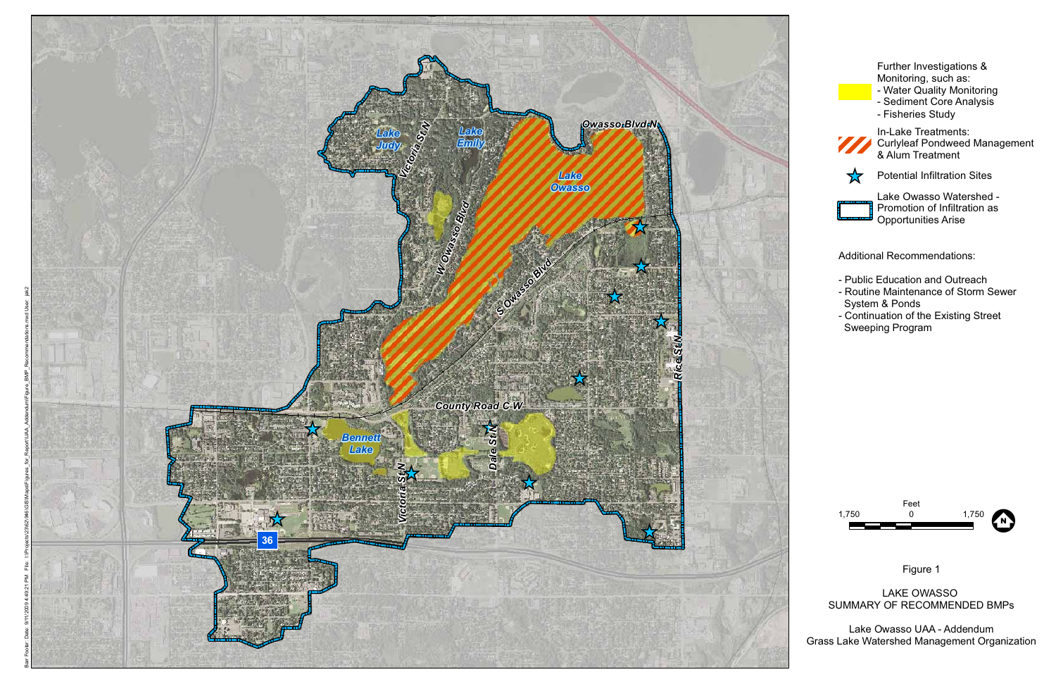Further Investigations & Monitoring, such as:
- Water Quality Monitoring
- Sediment Core Analysis
- Fisheries Study

In-Lake Treatments: Curlyleaf Pondweed Management & Alum Treatment

Potential Infiltration Sites

Lake Owasso Watershed - Promotion of Infiltration as Opportunities Arise

Additional Recommendations:

- Public Education and Outreach
- Routine Maintenance of Storm Sewer System & Ponds
- Continuation of the Existing Street Sweeping Program

Figure 1

LAKE OWASSO
SUMMARY OF RECOMMENDED BMPs

Lake Owasso UAA - Addendum
Grass Lake Watershed Management Organization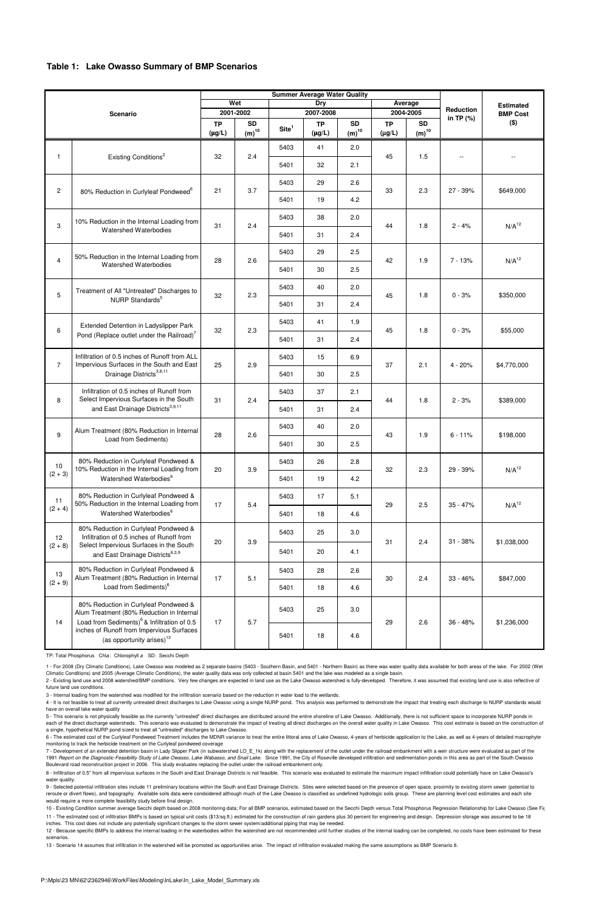## Table 1: Lake Owasso Summary of BMP Scenarios

| | Scenario | Summer Average Water Quality | | | | | | | Reduction in TP (%) | Estimated BMP Cost ($) |
|---|---|---|---|---|---|---|---|---|---|---|
| | | Wet 2001-2002 | | Dry 2007-2008 | | | Average 2004-2005 | | | |
| | | TP (μg/L) | SD (m)[10] | Site[1] | TP (μg/L) | SD (m)[10] | TP (μg/L) | SD (m)[10] | | |
| 1 | Existing Conditions[2] | 32 | 2.4 | 5403 | 41 | 2.0 | 45 | 1.5 | -- | -- |
| | | | | 5401 | 32 | 2.1 | | | | |
| 2 | 80% Reduction in Curlyleaf Pondweed[6] | 21 | 3.7 | 5403 | 29 | 2.6 | 33 | 2.3 | 27 - 39% | $649,000 |
| | | | | 5401 | 19 | 4.2 | | | | |
| 3 | 10% Reduction in the Internal Loading from Watershed Waterbodies | 31 | 2.4 | 5403 | 38 | 2.0 | 44 | 1.8 | 2 - 4% | N/A[12] |
| | | | | 5401 | 31 | 2.4 | | | | |
| 4 | 50% Reduction in the Internal Loading from Watershed Waterbodies | 28 | 2.6 | 5403 | 29 | 2.5 | 42 | 1.9 | 7 - 13% | N/A[12] |
| | | | | 5401 | 30 | 2.5 | | | | |
| 5 | Treatment of All "Untreated" Discharges to NURP Standards[5] | 32 | 2.3 | 5403 | 40 | 2.0 | 45 | 1.8 | 0 - 3% | $350,000 |
| | | | | 5401 | 31 | 2.4 | | | | |
| 6 | Extended Detention in Ladyslipper Park Pond (Replace outlet under the Railroad)[7] | 32 | 2.3 | 5403 | 41 | 1.9 | 45 | 1.8 | 0 - 3% | $55,000 |
| | | | | 5401 | 31 | 2.4 | | | | |
| 7 | Infiltration of 0.5 inches of Runoff from ALL Impervious Surfaces in the South and East Drainage Districts[3,8,11] | 25 | 2.9 | 5403 | 15 | 6.9 | 37 | 2.1 | 4 - 20% | $4,770,000 |
| | | | | 5401 | 30 | 2.5 | | | | |
| 8 | Infiltration of 0.5 inches of Runoff from Select Impervious Surfaces in the South and East Drainage Districts[3,9,11] | 31 | 2.4 | 5403 | 37 | 2.1 | 44 | 1.8 | 2 - 3% | $389,000 |
| | | | | 5401 | 31 | 2.4 | | | | |
| 9 | Alum Treatment (80% Reduction in Internal Load from Sediments) | 28 | 2.6 | 5403 | 40 | 2.0 | 43 | 1.9 | 6 - 11% | $198,000 |
| | | | | 5401 | 30 | 2.5 | | | | |
| 10 (2 + 3) | 80% Reduction in Curlyleaf Pondweed & 10% Reduction in the Internal Loading from Watershed Waterbodies[6] | 20 | 3.9 | 5403 | 26 | 2.8 | 32 | 2.3 | 29 - 39% | N/A[12] |
| | | | | 5401 | 19 | 4.2 | | | | |
| 11 (2 + 4) | 80% Reduction in Curlyleaf Pondweed & 50% Reduction in the Internal Loading from Watershed Waterbodies[6] | 17 | 5.4 | 5403 | 17 | 5.1 | 29 | 2.5 | 35 - 47% | N/A[12] |
| | | | | 5401 | 18 | 4.6 | | | | |
| 12 (2 + 8) | 80% Reduction in Curlyleaf Pondweed & Infiltration of 0.5 inches of Runoff from Select Impervious Surfaces in the South and East Drainage Districts[6,3,9] | 20 | 3.9 | 5403 | 25 | 3.0 | 31 | 2.4 | 31 - 38% | $1,038,000 |
| | | | | 5401 | 20 | 4.1 | | | | |
| 13 (2 + 9) | 80% Reduction in Curlyleaf Pondweed & Alum Treatment (80% Reduction in Internal Load from Sediments)[6] | 17 | 5.1 | 5403 | 28 | 2.6 | 30 | 2.4 | 33 - 46% | $847,000 |
| | | | | 5401 | 18 | 4.6 | | | | |
| 14 | 80% Reduction in Curlyleaf Pondweed & Alum Treatment (80% Reduction in Internal Load from Sediments)[6] & Infiltration of 0.5 inches of Runoff from Impervious Surfaces (as opportunity arises)[13] | 17 | 5.7 | 5403 | 25 | 3.0 | 29 | 2.6 | 36 - 48% | $1,236,000 |
| | | | | 5401 | 18 | 4.6 | | | | |

TP: Total Phosphorus Chl*a*: Chlorophyll *a* SD: Secchi Depth

1 - For 2008 (Dry Climatic Conditions), Lake Owasso was modeled as 2 separate basins (5403 - Southern Basin, and 5401 - Northern Basin) as there was water quality data available for both areas of the lake. For 2002 (Wet Climatic Conditions) and 2005 (Average Climatic Conditions), the water quality data was only collected at basin 5401 and the lake was modeled as a single basin.

2 - Existing land use and 2008 watershed/BMP conditions. Very few changes are expected in land use as the Lake Owasso watershed is fully-developed. Therefore, it was assumed that existing land use is also reflective of future land use conditions.

3 - Internal loading from the watershed was modified for the infiltration scenario based on the reduction in water load to the wetlands.

4 - It is not feasible to treat all currently untreated direct discharges to Lake Owasso using a single NURP pond. This analysis was performed to demonstrate the impact that treating each discharge to NURP standards would have on overall lake water quality

5 - This scenario is not physically feasible as the currently "untreated" direct discharges are distributed around the entire shoreline of Lake Owasso. Additionally, there is not sufficient space to incorporate NURP ponds in each of the direct discharge watersheds. This scenario was evaluated to demonstrate the impact of treating all direct discharges on the overall water quality in Lake Owasso. This cost estimate is based on the construction of a single, hypothetical NURP pond sized to treat all "untreated" discharges to Lake Owasso.

6 - The estimated cost of the Curlyleaf Pondweed Treatment includes the MDNR variance to treat the entire littoral area of Lake Owasso, 4-years of herbicide application to the Lake, as well as 4-years of detailed macrophyte monitoring to track the herbicide treatment on the Curlyleaf pondweed coverage

7 - Development of an extended detention basin in Lady Slipper Park (in subwatershed LO_E_1k) along with the replacement of the outlet under the railroad embankment with a weir structure were evaluated as part of the 1991 *Report on the Diagnostic-Feasibility Study of Lake Owasso, Lake Wabasso, and Snail Lake*. Since 1991, the City of Roseville developed infiltration and sedimentation ponds in this area as part of the South Owasso Boulevard road reconstruction project in 2006. This study evaluates replacing the outlet under the railroad embankment only.

8 - Infiltration of 0.5" from all impervious surfaces in the South and East Drainage Districts is not feasible. This scenario was evaluated to estimate the maximum impact infiltration could potentially have on Lake Owasso's water quality.

9 - Selected potential infiltration sites include 11 preliminary locations within the South and East Drainage Districts. Sites were selected based on the presence of open space, proximity to existing storm sewer (potential to reroute or divert flows), and topography. Available soils data were condsidered although much of the Lake Owasso is classified as undefined hydrologic soils group. These are planning level cost estimates and each site would require a more complete feasibility study before final design.

10 - Existing Condition summer average Secchi depth based on 2008 monitoring data; For all BMP scenarios, estimated based on the Secchi Depth versus Total Phosphorus Regression Relationship for Lake Owasso (See Fi

11 - The estimated cost of infiltration BMPs is based on typical unit costs ($13/sq.ft.) estimated for the construction of rain gardens plus 30 percent for engineering and design. Depression storage was assumed to be 18 inches. This cost does not include any potentially significant changes to the storm sewer system/additional piping that may be needed.

12 - Because specific BMPs to address the internal loading in the waterbodies within the watershed are not recommended until further studies of the internal loading can be completed, no costs have been estimated for these scenarios.

13 - Scenario 14 assumes that infiltration in the watershed will be promoted as opportunities arise. The impact of infiltration evaluated making the same assumptions as BMP Scenario 8.

P:\Mpls\23 MN\62\2362946\WorkFiles\Modeling\InLake\In_Lake_Model_Summary.xls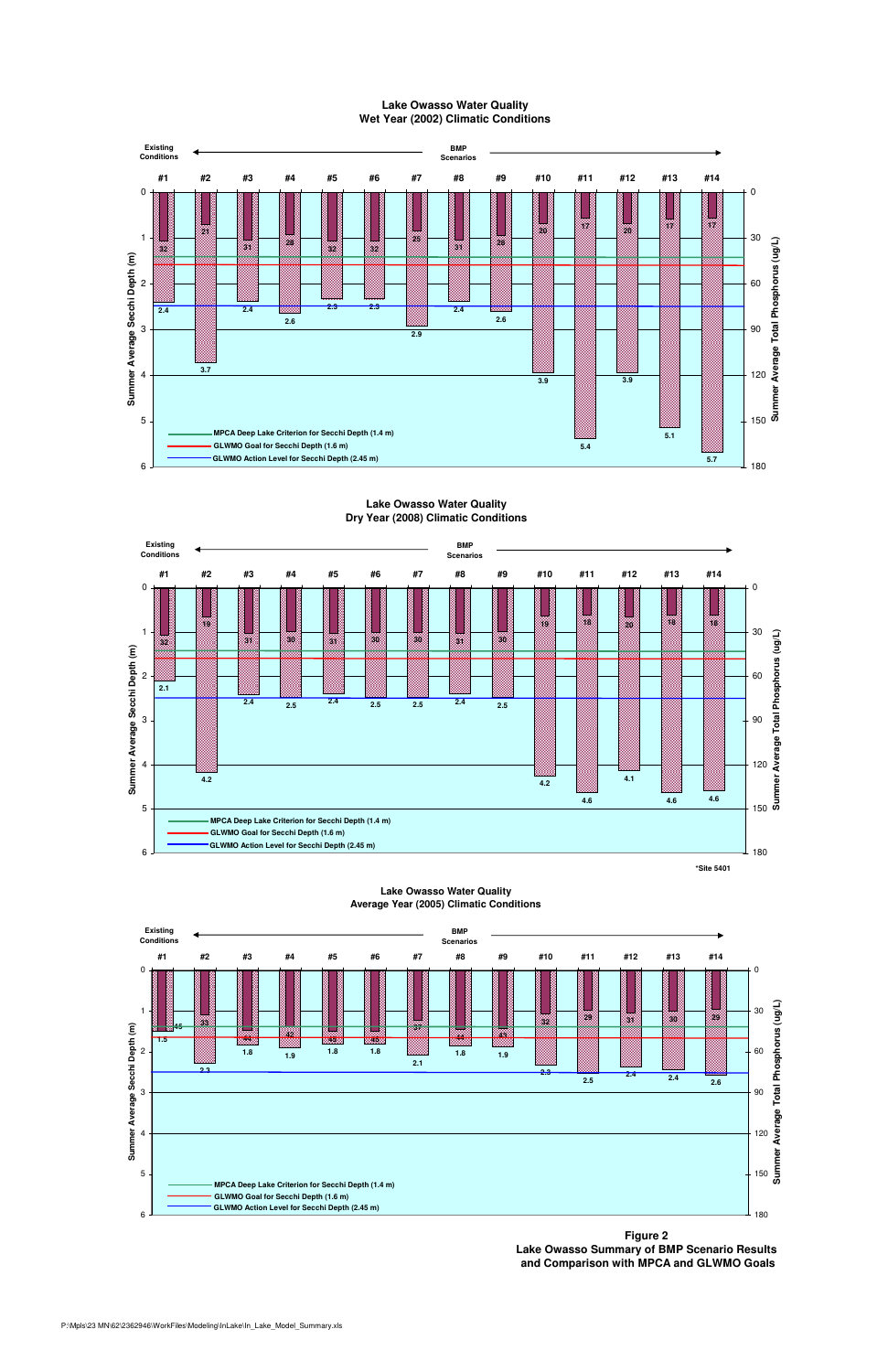## Lake Owasso Water Quality
### Wet Year (2002) Climatic Conditions

| Scenario | #1 | #2 | #3 | #4 | #5 | #6 | #7 | #8 | #9 | #10 | #11 | #12 | #13 | #14 |
|---|---|---|---|---|---|---|---|---|---|---|---|---|---|---|
| Type | Existing Conditions | BMP Scenarios | | | | | | | | | | | | |
| Summer Average Total Phosphorus (ug/L) | 32 | 21 | 31 | 28 | 32 | 32 | 25 | 31 | 28 | 20 | 17 | 20 | 17 | 17 |
| Summer Average Secchi Depth (m) | 2.4 | 3.7 | 2.4 | 2.6 | 2.3 | 2.3 | 2.9 | 2.4 | 2.6 | 3.9 | 5.4 | 3.9 | 5.1 | 5.7 |

MPCA Deep Lake Criterion for Secchi Depth (1.4 m)
GLWMO Goal for Secchi Depth (1.6 m)
GLWMO Action Level for Secchi Depth (2.45 m)

## Lake Owasso Water Quality
### Dry Year (2008) Climatic Conditions

| Scenario | #1 | #2 | #3 | #4 | #5 | #6 | #7 | #8 | #9 | #10 | #11 | #12 | #13 | #14 |
|---|---|---|---|---|---|---|---|---|---|---|---|---|---|---|
| Type | Existing Conditions | BMP Scenarios | | | | | | | | | | | | |
| Summer Average Total Phosphorus (ug/L) | 32 | 19 | 31 | 30 | 31 | 30 | 30 | 31 | 30 | 19 | 18 | 20 | 18 | 18 |
| Summer Average Secchi Depth (m) | 2.1 | 4.2 | 2.4 | 2.5 | 2.4 | 2.5 | 2.5 | 2.4 | 2.5 | 4.2 | 4.6 | 4.1 | 4.6 | 4.6 |

MPCA Deep Lake Criterion for Secchi Depth (1.4 m)
GLWMO Goal for Secchi Depth (1.6 m)
GLWMO Action Level for Secchi Depth (2.45 m)

*Site 5401

## Lake Owasso Water Quality
### Average Year (2005) Climatic Conditions

| Scenario | #1 | #2 | #3 | #4 | #5 | #6 | #7 | #8 | #9 | #10 | #11 | #12 | #13 | #14 |
|---|---|---|---|---|---|---|---|---|---|---|---|---|---|---|
| Type | Existing Conditions | BMP Scenarios | | | | | | | | | | | | |
| Summer Average Total Phosphorus (ug/L) | 45 | 33 | 44 | 42 | 45 | 45 | 37 | 44 | 43 | 32 | 29 | 31 | 30 | 29 |
| Summer Average Secchi Depth (m) | 1.5 | 2.3 | 1.8 | 1.9 | 1.8 | 1.8 | 2.1 | 1.8 | 1.9 | 2.3 | 2.5 | 2.4 | 2.4 | 2.6 |

MPCA Deep Lake Criterion for Secchi Depth (1.4 m)
GLWMO Goal for Secchi Depth (1.6 m)
GLWMO Action Level for Secchi Depth (2.45 m)

**Figure 2**
**Lake Owasso Summary of BMP Scenario Results and Comparison with MPCA and GLWMO Goals**

P:\Mpls\23 MN\62\2362946\WorkFiles\Modeling\InLake\In_Lake_Model_Summary.xls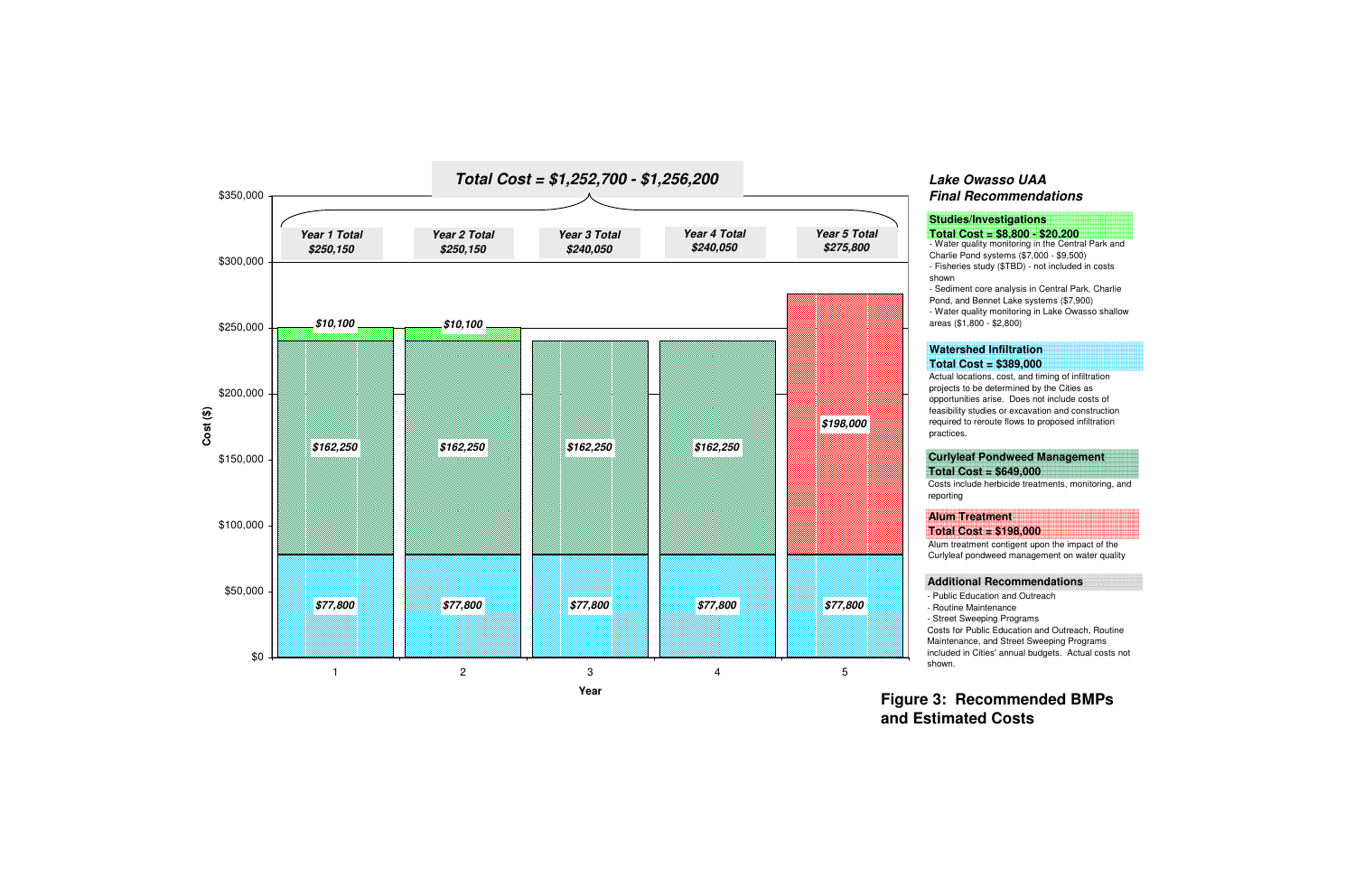Total Cost = $1,252,700 - $1,256,200

Year 1 Total
$250,150

Year 2 Total
$250,150

Year 3 Total
$240,050

Year 4 Total
$240,050

Year 5 Total
$275,800

$350,000
$300,000
$250,000
$200,000
$150,000
$100,000
$50,000
$0

Cost ($)

$10,100
$10,100

$162,250
$162,250
$162,250
$162,250

$198,000

$77,800
$77,800
$77,800
$77,800
$77,800

1 2 3 4 5

Year

## *Lake Owasso UAA Final Recommendations*

**Studies/Investigations**
**Total Cost = $8,800 - $20,200**

- Water quality monitoring in the Central Park and Charlie Pond systems ($7,000 - $9,500)
- Fisheries study ($TBD) - not included in costs shown
- Sediment core analysis in Central Park, Charlie Pond, and Bennet Lake systems ($7,900)
- Water quality monitoring in Lake Owasso shallow areas ($1,800 - $2,800)

**Watershed Infiltration**
**Total Cost = $389,000**

Actual locations, cost, and timing of infiltration projects to be determined by the Cities as opportunities arise. Does not include costs of feasibility studies or excavation and construction required to reroute flows to proposed infiltration practices.

**Curlyleaf Pondweed Management**
**Total Cost = $649,000**

Costs include herbicide treatments, monitoring, and reporting

**Alum Treatment**
**Total Cost = $198,000**

Alum treatment contigent upon the impact of the Curlyleaf pondweed management on water quality

**Additional Recommendations**

- Public Education and Outreach
- Routine Maintenance
- Street Sweeping Programs

Costs for Public Education and Outreach, Routine Maintenance, and Street Sweeping Programs included in Cities' annual budgets. Actual costs not shown.

**Figure 3: Recommended BMPs and Estimated Costs**